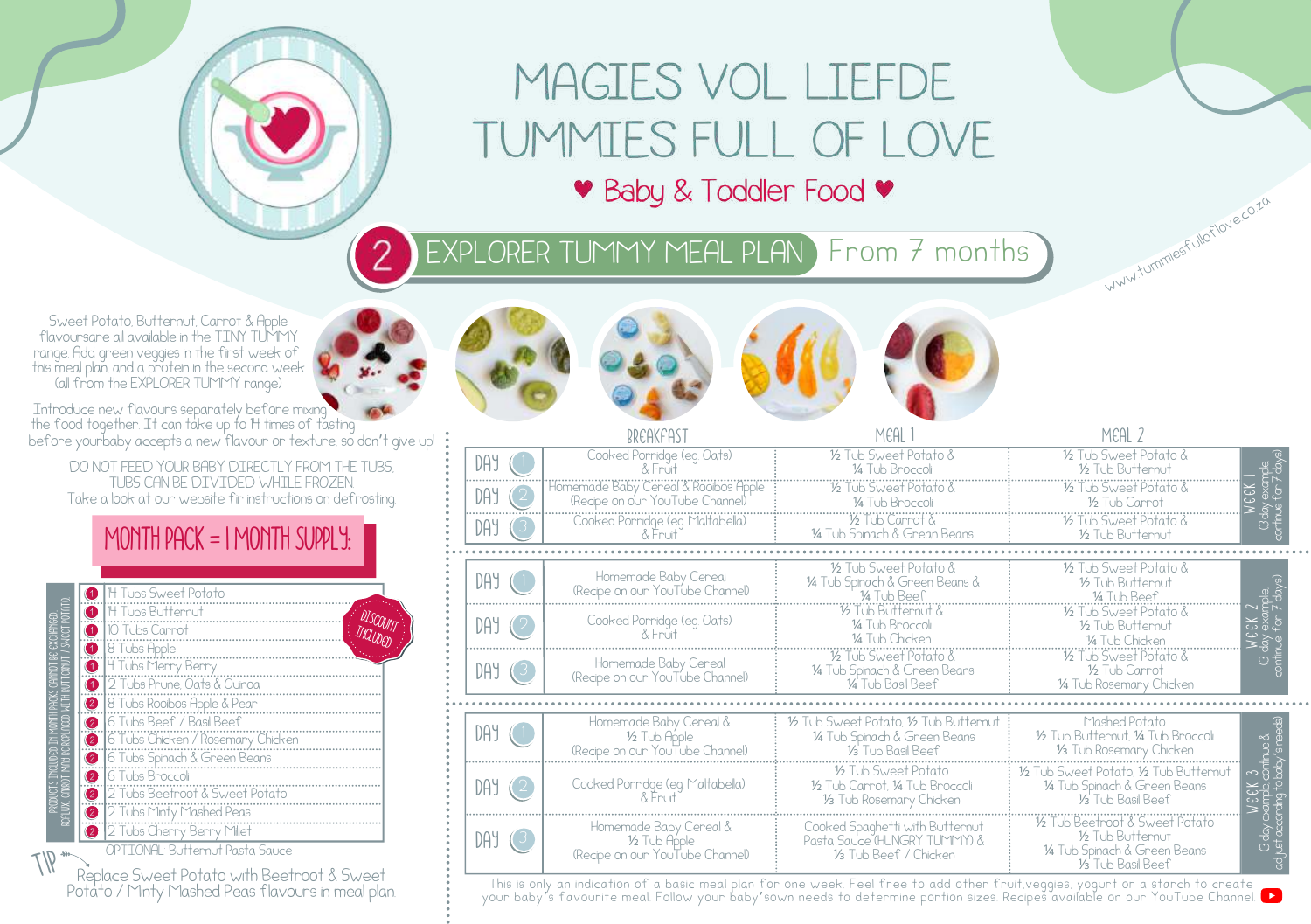# MAGIES VOL LIEFDE
# TUMMIES FULL OF LOVE

♥ Baby & Toddler Food ♥

www.tummiesfulloflove.co.za

## 2 EXPLORER TUMMY MEAL PLAN From 7 months

Sweet Potato, Butternut, Carrot & Apple flavoursare all available in the TINY TUMMY range. Add green veggies in the first week of this meal plan, and a protein in the second week (all from the EXPLORER TUMMY range)

Introduce new flavours separately before mixing the food together. It can take up to 14 times of tasting before yourbaby accepts a new flavour or texture, so don't give up!

DO NOT FEED YOUR BABY DIRECTLY FROM THE TUBS. TUBS CAN BE DIVIDED WHILE FROZEN. Take a look at our website fir instructions on defrosting.

### MONTH PACK = 1 MONTH SUPPLY:

PRODUCTS INCLUDED IN MONTH PACKS CANNOT BE EXCHANGED. REFLUX: CARROT MAY BE REPLACED WITH BUTTERNUT / SWEET POTATO

DISCOUNT INCLUDED

| | |
|---|---|
| 1 | 14 Tubs Sweet Potato |
| 1 | 14 Tubs Butternut |
| 1 | 10 Tubs Carrot |
| 1 | 8 Tubs Apple |
| 1 | 4 Tubs Merry Berry |
| 1 | 2 Tubs Prune, Oats & Quinoa |
| 2 | 8 Tubs Rooibos Apple & Pear |
| 2 | 6 Tubs Beef / Basil Beef |
| 2 | 6 Tubs Chicken / Rosemary Chicken |
| 2 | 6 Tubs Spinach & Green Beans |
| 2 | 6 Tubs Broccoli |
| 2 | 2 Tubs Beetroot & Sweet Potato |
| 2 | 2 Tubs Minty Mashed Peas |
| 2 | 2 Tubs Cherry Berry Millet |

OPTIONAL: Butternut Pasta Sauce

TIP: Replace Sweet Potato with Beetroot & Sweet Potato / Minty Mashed Peas flavours in meal plan

| | BREAKFAST | MEAL 1 | MEAL 2 | |
|---|---|---|---|---|
| DAY 1 | Cooked Porridge (eg Oats) & Fruit | ½ Tub Sweet Potato & ¼ Tub Broccoli | ½ Tub Sweet Potato & ½ Tub Butternut | WEEK 1 (3 day example, continue for 7 days) |
| DAY 2 | Homemade Baby Cereal & Rooibos Apple (Recipe on our YouTube Channel) | ½ Tub Sweet Potato & ¼ Tub Broccoli | ½ Tub Sweet Potato & ½ Tub Carrot | |
| DAY 3 | Cooked Porridge (eg Maltabella) & Fruit | ½ Tub Carrot & ¼ Tub Spinach & Grean Beans | ½ Tub Sweet Potato & ½ Tub Butternut | |
| DAY 1 | Homemade Baby Cereal (Recipe on our YouTube Channel) | ½ Tub Sweet Potato & ¼ Tub Spinach & Green Beans & ¼ Tub Beef | ½ Tub Sweet Potato & ½ Tub Butternut ¼ Tub Beef | WEEK 2 (3 day example, continue for 7 days) |
| DAY 2 | Cooked Porridge (eg Oats) & Fruit | ½ Tub Butternut & ¼ Tub Broccoli ¼ Tub Chicken | ½ Tub Sweet Potato & ½ Tub Butternut ¼ Tub Chicken | |
| DAY 3 | Homemade Baby Cereal (Recipe on our YouTube Channel) | ½ Tub Sweet Potato & ¼ Tub Spinach & Green Beans ¼ Tub Basil Beef | ½ Tub Sweet Potato & ½ Tub Carrot ¼ Tub Rosemary Chicken | |
| DAY 1 | Homemade Baby Cereal & ½ Tub Apple (Recipe on our YouTube Channel) | ½ Tub Sweet Potato, ½ Tub Butternut ¼ Tub Spinach & Green Beans ⅓ Tub Basil Beef | Mashed Potato ½ Tub Butternut, ¼ Tub Broccoli ⅓ Tub Rosemary Chicken | WEEK 3 (3 day example, continue & adjust according to baby's needs) |
| DAY 2 | Cooked Porridge (eg Maltabella) & Fruit | ½ Tub Sweet Potato ½ Tub Carrot, ¼ Tub Broccoli ⅓ Tub Rosemary Chicken | ½ Tub Sweet Potato, ½ Tub Butternut ¼ Tub Spinach & Green Beans ⅓ Tub Basil Beef | |
| DAY 3 | Homemade Baby Cereal & ½ Tub Apple (Recipe on our YouTube Channel) | Cooked Spaghetti with Butternut Pasta Sauce (HUNGRY TUMMY) & ⅓ Tub Beef / Chicken | ½ Tub Beetroot & Sweet Potato ½ Tub Butternut ¼ Tub Spinach & Green Beans ⅓ Tub Basil Beef | |

This is only an indication of a basic meal plan for one week. Feel free to add other fruit,veggies, yogurt or a starch to create your baby's favourite meal. Follow your baby'sown needs to determine portion sizes. Recipes available on our YouTube Channel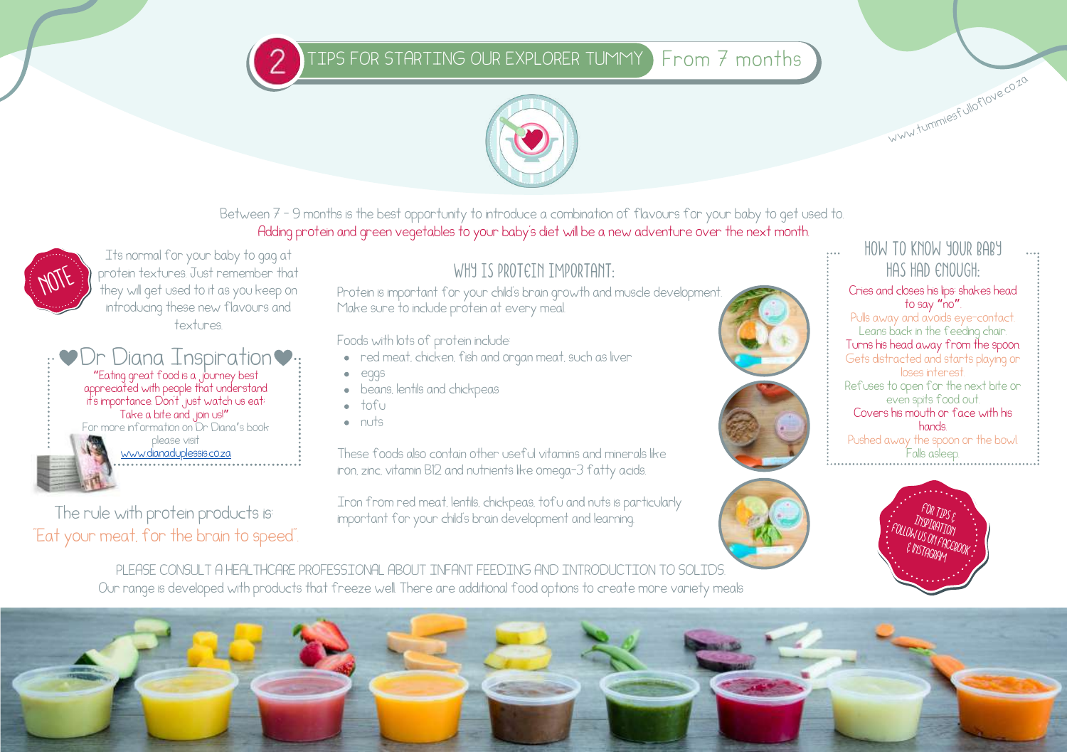# 2 TIPS FOR STARTING OUR EXPLORER TUMMY From 7 months

www.tummiesfulloflove.co.za

Between 7 - 9 months is the best opportunity to introduce a combination of flavours for your baby to get used to.
Adding protein and green vegetables to your baby's diet will be a new adventure over the next month.

NOTE

Its normal for your baby to gag at protein textures. Just remember that they will get used to it as you keep on introducing these new flavours and textures.

## ♥Dr Diana Inspiration♥

"Eating great food is a journey best appreciated with people that understand it's importance. Don't just watch us eat: Take a bite and join us!"
For more information on Dr Diana's book please visit
www.dianaduplessis.co.za

The rule with protein products is:
"Eat your meat, for the brain to speed".

## WHY IS PROTEIN IMPORTANT:

Protein is important for your child's brain growth and muscle development. Make sure to include protein at every meal.

Foods with lots of protein include:

- red meat, chicken, fish and organ meat, such as liver
- eggs
- beans, lentils and chickpeas
- tofu
- nuts

These foods also contain other useful vitamins and minerals like iron, zinc, vitamin B12 and nutrients like omega-3 fatty acids.

Iron from red meat, lentils, chickpeas, tofu and nuts is particularly important for your child's brain development and learning.

## HOW TO KNOW YOUR BABY HAS HAD ENOUGH:

Cries and closes his lips; shakes head to say "no".
Pulls away and avoids eye-contact.
Leans back in the feeding chair.
Turns his head away from the spoon.
Gets distracted and starts playing or loses interest.
Refuses to open for the next bite or even spits food out.
Covers his mouth or face with his hands.
Pushed away the spoon or the bowl.
Falls asleep.

FOR TIPS & INSPIRATION FOLLOW US ON FACEBOOK & INSTAGRAM

PLEASE CONSULT A HEALTHCARE PROFESSIONAL ABOUT INFANT FEEDING AND INTRODUCTION TO SOLIDS.
Our range is developed with products that freeze well. There are additional food options to create more variety meals